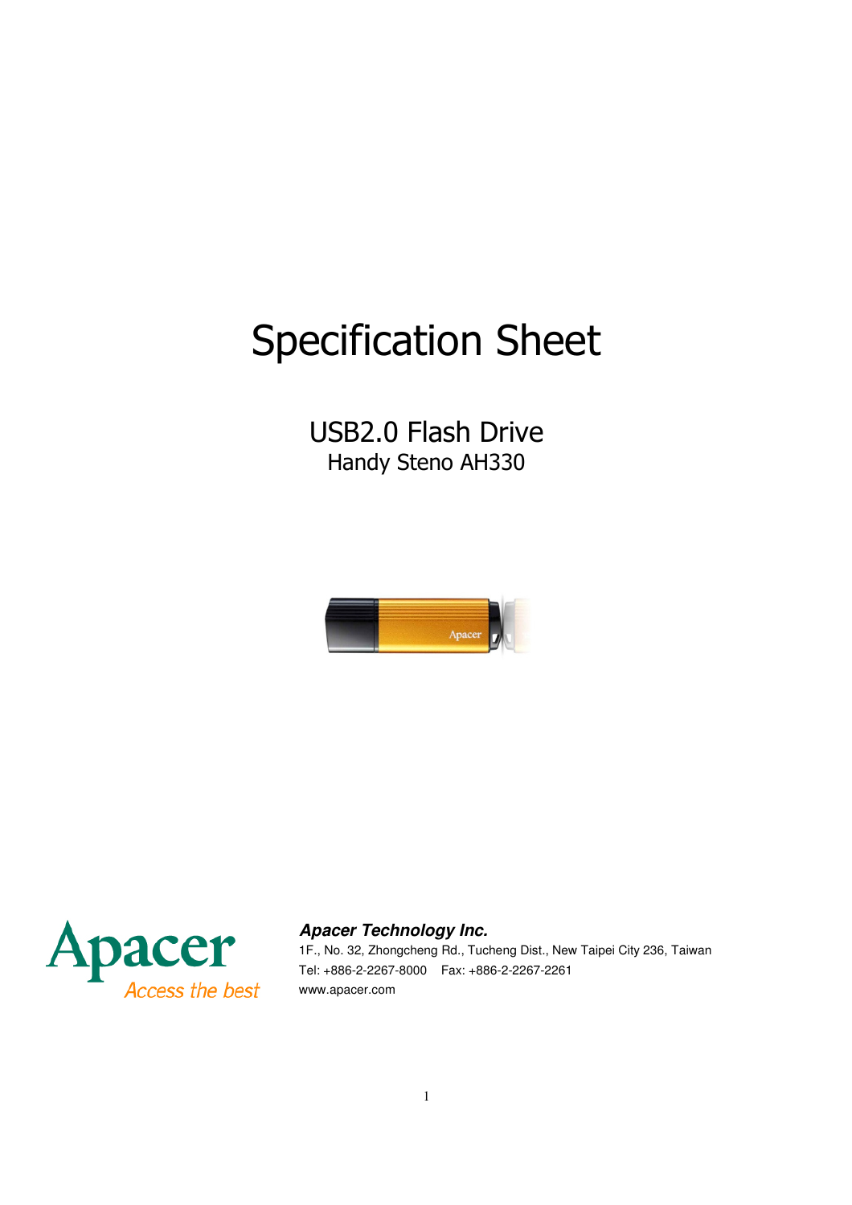# Specification Sheet

## USB2.0 Flash Drive

Handy Steno AH330

Apacer
Access the best

***Apacer Technology Inc.***

1F., No. 32, Zhongcheng Rd., Tucheng Dist., New Taipei City 236, Taiwan

Tel: +886-2-2267-8000 Fax: +886-2-2267-2261

www.apacer.com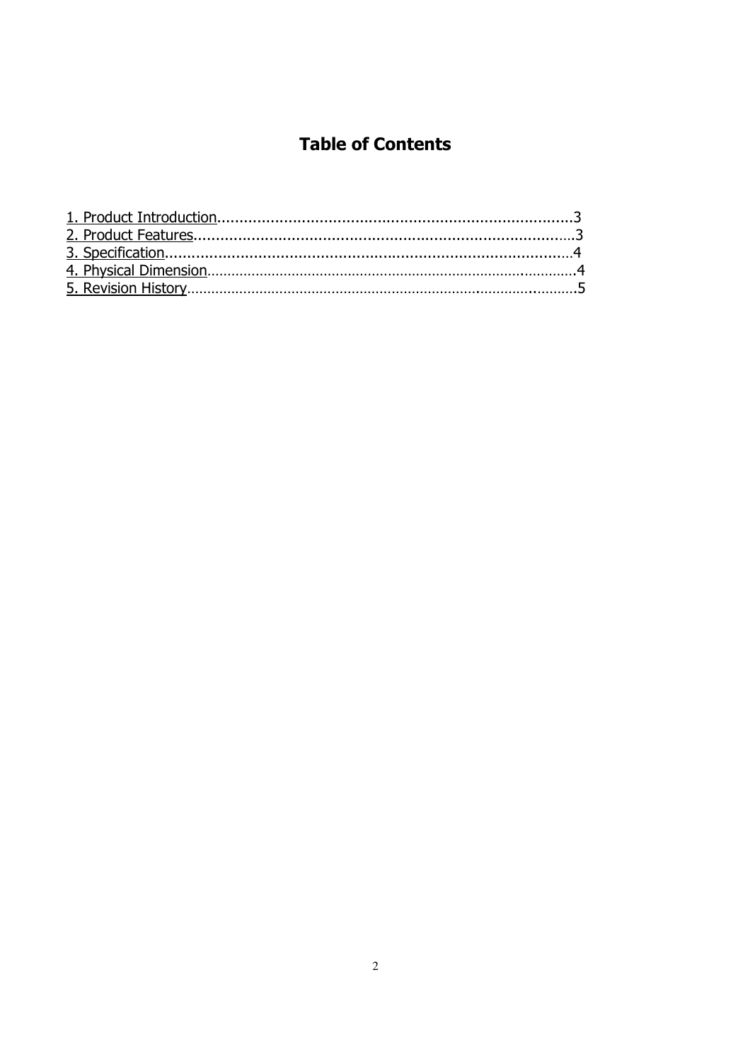# Table of Contents

1. Product Introduction................................................................................3
2. Product Features......................................................................................3
3. Specification............................................................................................4
4. Physical Dimension..................................................................................4
5. Revision History.......................................................................................5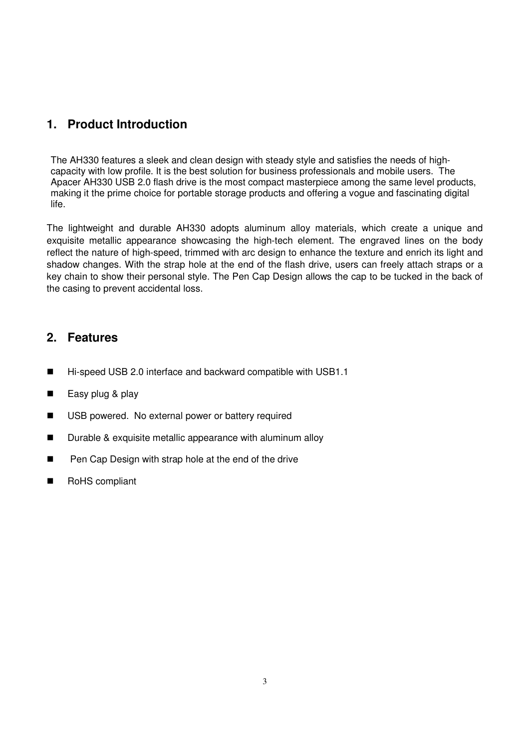## 1. Product Introduction

The AH330 features a sleek and clean design with steady style and satisfies the needs of high-capacity with low profile. It is the best solution for business professionals and mobile users. The Apacer AH330 USB 2.0 flash drive is the most compact masterpiece among the same level products, making it the prime choice for portable storage products and offering a vogue and fascinating digital life.

The lightweight and durable AH330 adopts aluminum alloy materials, which create a unique and exquisite metallic appearance showcasing the high-tech element. The engraved lines on the body reflect the nature of high-speed, trimmed with arc design to enhance the texture and enrich its light and shadow changes. With the strap hole at the end of the flash drive, users can freely attach straps or a key chain to show their personal style. The Pen Cap Design allows the cap to be tucked in the back of the casing to prevent accidental loss.

## 2. Features

- Hi-speed USB 2.0 interface and backward compatible with USB1.1
- Easy plug & play
- USB powered. No external power or battery required
- Durable & exquisite metallic appearance with aluminum alloy
- Pen Cap Design with strap hole at the end of the drive
- RoHS compliant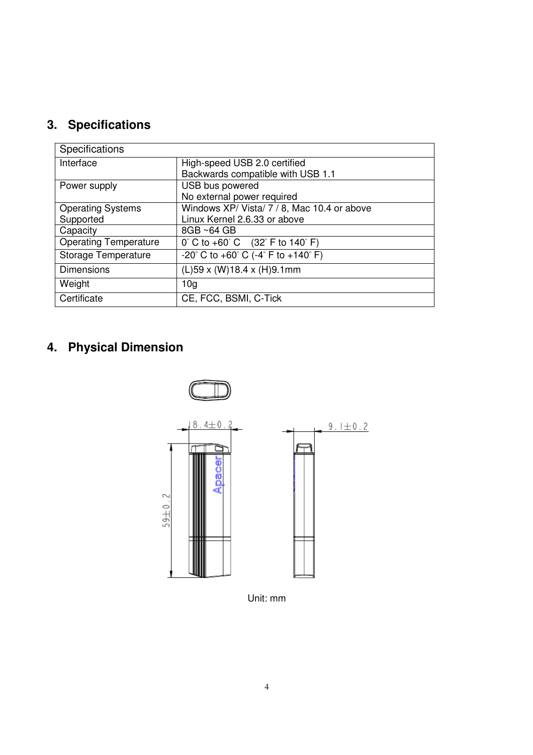## 3. Specifications

| Specifications | |
|---|---|
| Interface | High-speed USB 2.0 certified<br>Backwards compatible with USB 1.1 |
| Power supply | USB bus powered<br>No external power required |
| Operating Systems Supported | Windows XP/ Vista/ 7 / 8, Mac 10.4 or above<br>Linux Kernel 2.6.33 or above |
| Capacity | 8GB ~64 GB |
| Operating Temperature | 0° C to +60° C (32° F to 140° F) |
| Storage Temperature | -20° C to +60° C (-4° F to +140° F) |
| Dimensions | (L)59 x (W)18.4 x (H)9.1mm |
| Weight | 10g |
| Certificate | CE, FCC, BSMI, C-Tick |

## 4. Physical Dimension

18.4±0.2

9.1±0.2

59±0.2

Unit: mm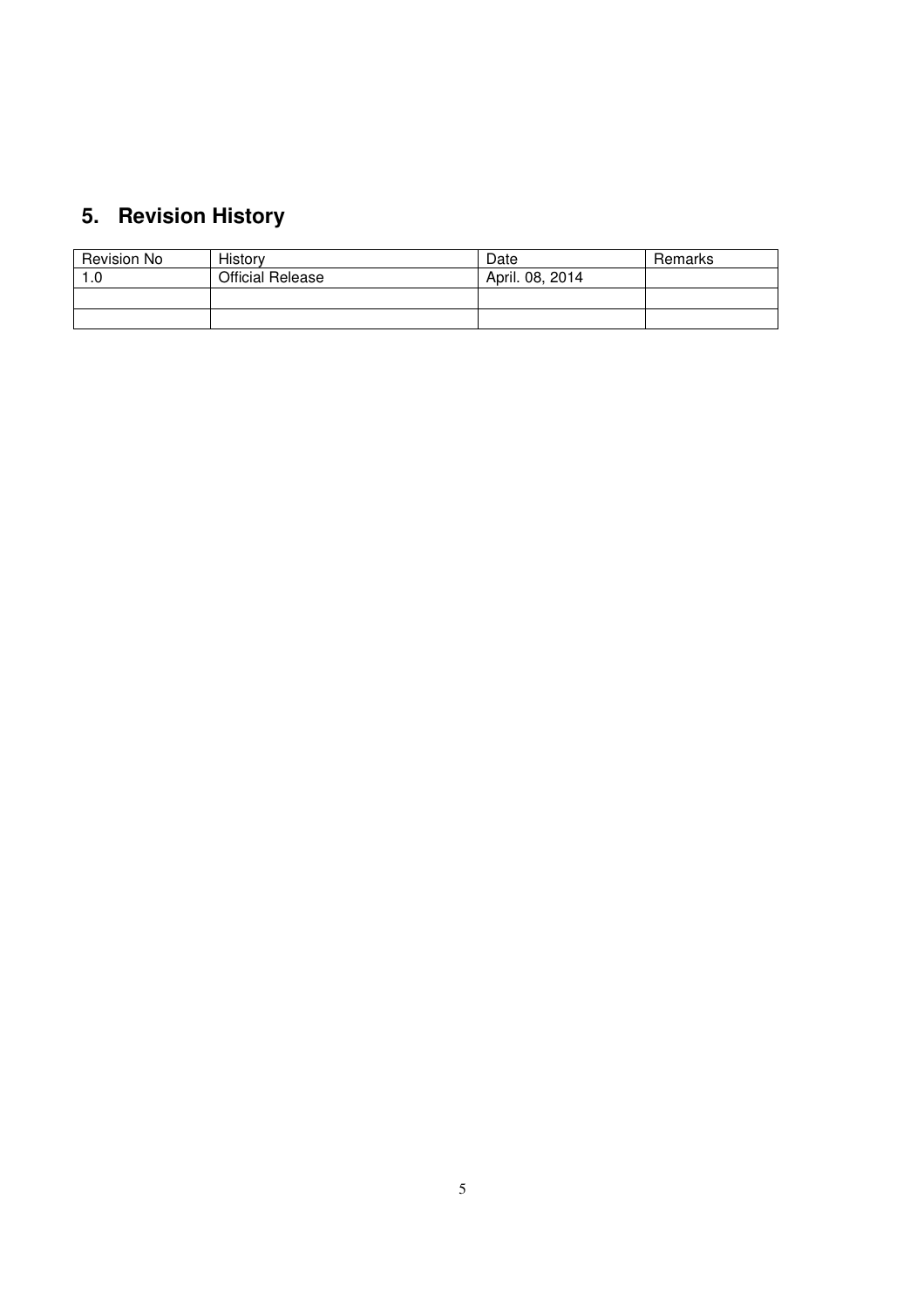## 5. Revision History

| Revision No | History | Date | Remarks |
|---|---|---|---|
| 1.0 | Official Release | April. 08, 2014 | |
| | | | |
| | | | |